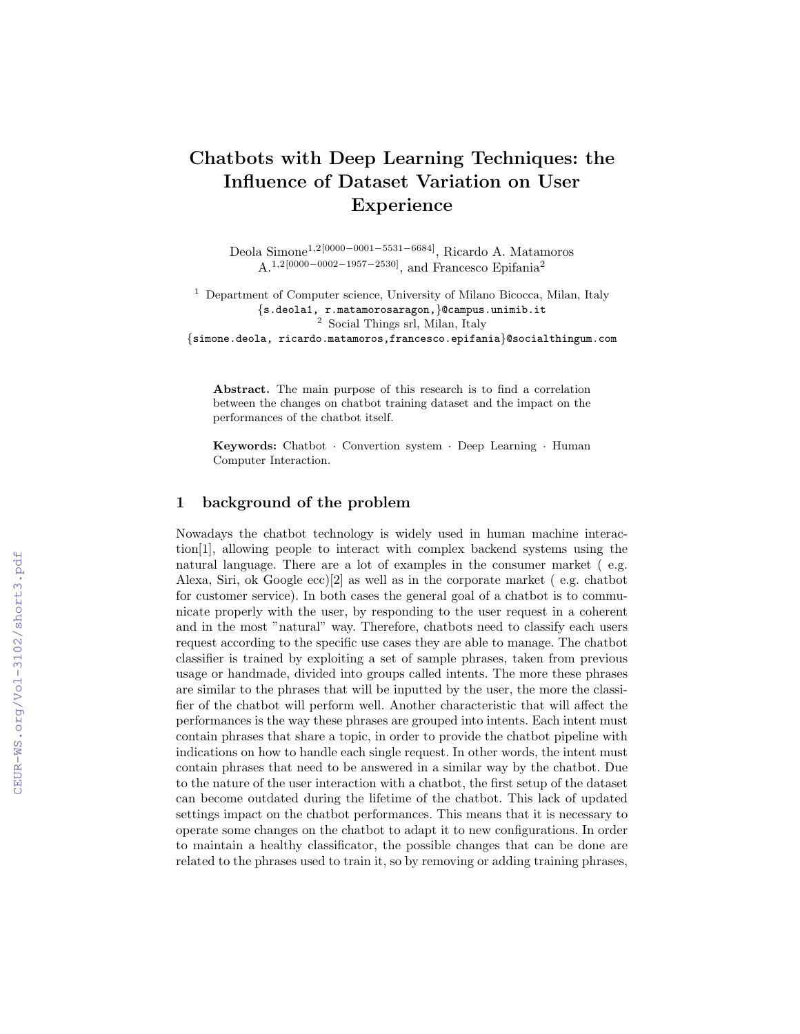# Chatbots with Deep Learning Techniques: the Influence of Dataset Variation on User Experience

Deola Simone[1,2][0000−0001−5531−6684], Ricardo A. Matamoros A.[1,2][0000−0002−1957−2530], and Francesco Epifania[2]

[1] Department of Computer science, University of Milano Bicocca, Milan, Italy
{s.deola1, r.matamorosaragon,}@campus.unimib.it
[2] Social Things srl, Milan, Italy
{simone.deola, ricardo.matamoros,francesco.epifania}@socialthingum.com

**Abstract.** The main purpose of this research is to find a correlation between the changes on chatbot training dataset and the impact on the performances of the chatbot itself.

**Keywords:** Chatbot · Convertion system · Deep Learning · Human Computer Interaction.

## 1 background of the problem

Nowadays the chatbot technology is widely used in human machine interaction[1], allowing people to interact with complex backend systems using the natural language. There are a lot of examples in the consumer market ( e.g. Alexa, Siri, ok Google ecc)[2] as well as in the corporate market ( e.g. chatbot for customer service). In both cases the general goal of a chatbot is to communicate properly with the user, by responding to the user request in a coherent and in the most "natural" way. Therefore, chatbots need to classify each users request according to the specific use cases they are able to manage. The chatbot classifier is trained by exploiting a set of sample phrases, taken from previous usage or handmade, divided into groups called intents. The more these phrases are similar to the phrases that will be inputted by the user, the more the classifier of the chatbot will perform well. Another characteristic that will affect the performances is the way these phrases are grouped into intents. Each intent must contain phrases that share a topic, in order to provide the chatbot pipeline with indications on how to handle each single request. In other words, the intent must contain phrases that need to be answered in a similar way by the chatbot. Due to the nature of the user interaction with a chatbot, the first setup of the dataset can become outdated during the lifetime of the chatbot. This lack of updated settings impact on the chatbot performances. This means that it is necessary to operate some changes on the chatbot to adapt it to new configurations. In order to maintain a healthy classificator, the possible changes that can be done are related to the phrases used to train it, so by removing or adding training phrases,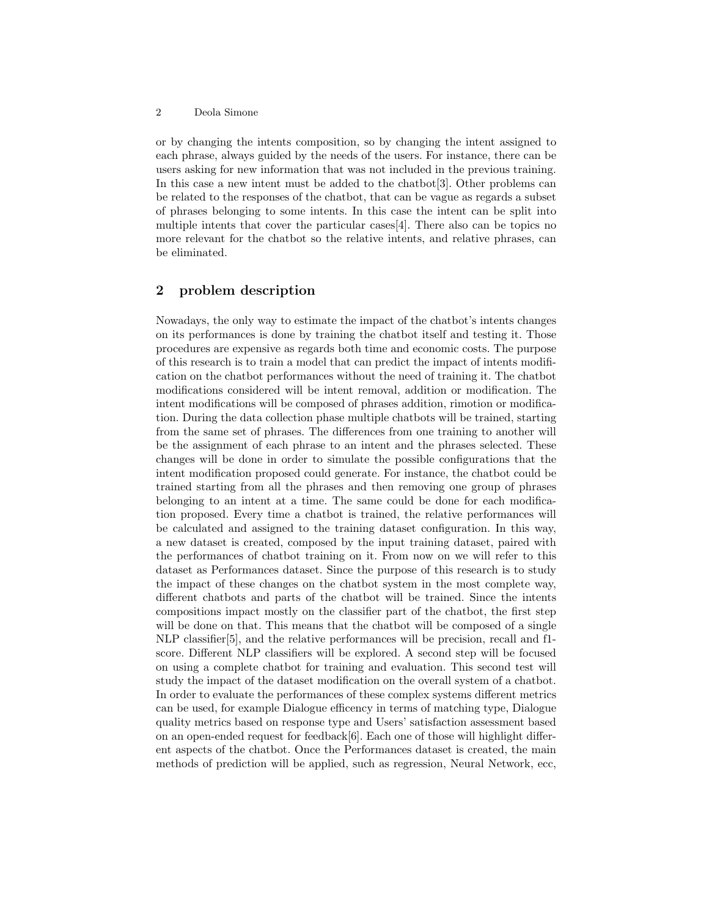or by changing the intents composition, so by changing the intent assigned to each phrase, always guided by the needs of the users. For instance, there can be users asking for new information that was not included in the previous training. In this case a new intent must be added to the chatbot[3]. Other problems can be related to the responses of the chatbot, that can be vague as regards a subset of phrases belonging to some intents. In this case the intent can be split into multiple intents that cover the particular cases[4]. There also can be topics no more relevant for the chatbot so the relative intents, and relative phrases, can be eliminated.

## 2 problem description

Nowadays, the only way to estimate the impact of the chatbot's intents changes on its performances is done by training the chatbot itself and testing it. Those procedures are expensive as regards both time and economic costs. The purpose of this research is to train a model that can predict the impact of intents modification on the chatbot performances without the need of training it. The chatbot modifications considered will be intent removal, addition or modification. The intent modifications will be composed of phrases addition, rimotion or modification. During the data collection phase multiple chatbots will be trained, starting from the same set of phrases. The differences from one training to another will be the assignment of each phrase to an intent and the phrases selected. These changes will be done in order to simulate the possible configurations that the intent modification proposed could generate. For instance, the chatbot could be trained starting from all the phrases and then removing one group of phrases belonging to an intent at a time. The same could be done for each modification proposed. Every time a chatbot is trained, the relative performances will be calculated and assigned to the training dataset configuration. In this way, a new dataset is created, composed by the input training dataset, paired with the performances of chatbot training on it. From now on we will refer to this dataset as Performances dataset. Since the purpose of this research is to study the impact of these changes on the chatbot system in the most complete way, different chatbots and parts of the chatbot will be trained. Since the intents compositions impact mostly on the classifier part of the chatbot, the first step will be done on that. This means that the chatbot will be composed of a single NLP classifier[5], and the relative performances will be precision, recall and f1-score. Different NLP classifiers will be explored. A second step will be focused on using a complete chatbot for training and evaluation. This second test will study the impact of the dataset modification on the overall system of a chatbot. In order to evaluate the performances of these complex systems different metrics can be used, for example Dialogue efficency in terms of matching type, Dialogue quality metrics based on response type and Users' satisfaction assessment based on an open-ended request for feedback[6]. Each one of those will highlight different aspects of the chatbot. Once the Performances dataset is created, the main methods of prediction will be applied, such as regression, Neural Network, ecc,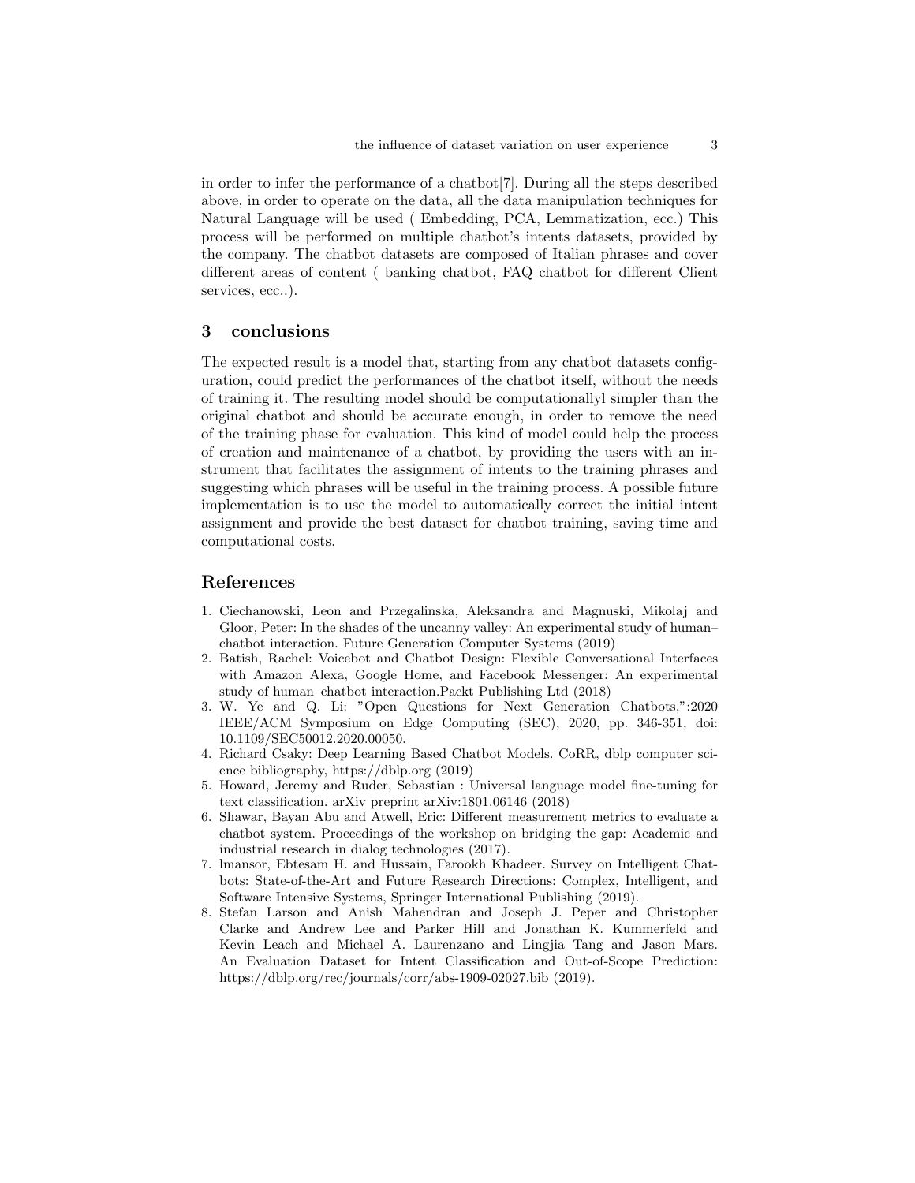in order to infer the performance of a chatbot[7]. During all the steps described above, in order to operate on the data, all the data manipulation techniques for Natural Language will be used ( Embedding, PCA, Lemmatization, ecc.) This process will be performed on multiple chatbot's intents datasets, provided by the company. The chatbot datasets are composed of Italian phrases and cover different areas of content ( banking chatbot, FAQ chatbot for different Client services, ecc..).

## 3 conclusions

The expected result is a model that, starting from any chatbot datasets configuration, could predict the performances of the chatbot itself, without the needs of training it. The resulting model should be computationallyl simpler than the original chatbot and should be accurate enough, in order to remove the need of the training phase for evaluation. This kind of model could help the process of creation and maintenance of a chatbot, by providing the users with an instrument that facilitates the assignment of intents to the training phrases and suggesting which phrases will be useful in the training process. A possible future implementation is to use the model to automatically correct the initial intent assignment and provide the best dataset for chatbot training, saving time and computational costs.

## References

1. Ciechanowski, Leon and Przegalinska, Aleksandra and Magnuski, Mikolaj and Gloor, Peter: In the shades of the uncanny valley: An experimental study of human–chatbot interaction. Future Generation Computer Systems (2019)
2. Batish, Rachel: Voicebot and Chatbot Design: Flexible Conversational Interfaces with Amazon Alexa, Google Home, and Facebook Messenger: An experimental study of human–chatbot interaction.Packt Publishing Ltd (2018)
3. W. Ye and Q. Li: "Open Questions for Next Generation Chatbots,":2020 IEEE/ACM Symposium on Edge Computing (SEC), 2020, pp. 346-351, doi: 10.1109/SEC50012.2020.00050.
4. Richard Csaky: Deep Learning Based Chatbot Models. CoRR, dblp computer science bibliography, https://dblp.org (2019)
5. Howard, Jeremy and Ruder, Sebastian : Universal language model fine-tuning for text classification. arXiv preprint arXiv:1801.06146 (2018)
6. Shawar, Bayan Abu and Atwell, Eric: Different measurement metrics to evaluate a chatbot system. Proceedings of the workshop on bridging the gap: Academic and industrial research in dialog technologies (2017).
7. lmansor, Ebtesam H. and Hussain, Farookh Khadeer. Survey on Intelligent Chatbots: State-of-the-Art and Future Research Directions: Complex, Intelligent, and Software Intensive Systems, Springer International Publishing (2019).
8. Stefan Larson and Anish Mahendran and Joseph J. Peper and Christopher Clarke and Andrew Lee and Parker Hill and Jonathan K. Kummerfeld and Kevin Leach and Michael A. Laurenzano and Lingjia Tang and Jason Mars. An Evaluation Dataset for Intent Classification and Out-of-Scope Prediction: https://dblp.org/rec/journals/corr/abs-1909-02027.bib (2019).